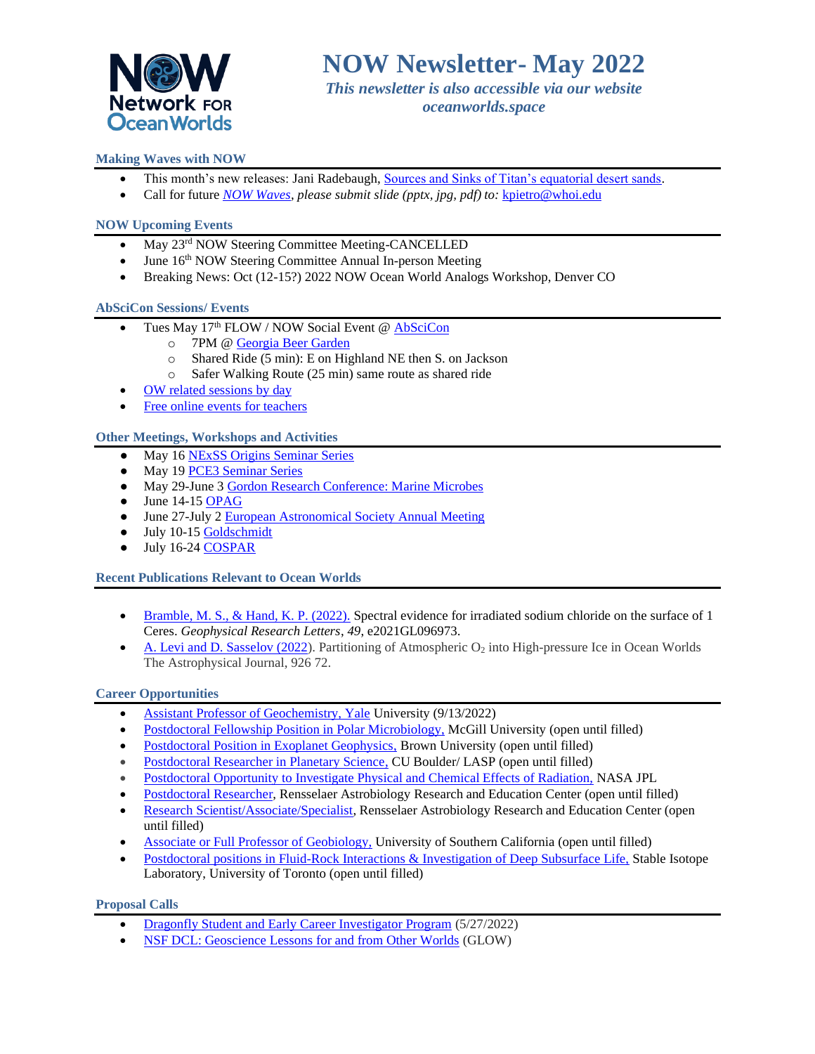# NOW Newsletter- May 2022

*This newsletter is also accessible via our website oceanworlds.space*

### Making Waves with NOW

- This month's new releases: Jani Radebaugh, Sources and Sinks of Titan's equatorial desert sands.
- Call for future *NOW Waves, please submit slide (pptx, jpg, pdf) to:* kpietro@whoi.edu

### NOW Upcoming Events

- May 23rd NOW Steering Committee Meeting-CANCELLED
- June 16th NOW Steering Committee Annual In-person Meeting
- Breaking News: Oct (12-15?) 2022 NOW Ocean World Analogs Workshop, Denver CO

### AbSciCon Sessions/ Events

- Tues May 17th FLOW / NOW Social Event @ AbSciCon
  - 7PM @ Georgia Beer Garden
  - Shared Ride (5 min): E on Highland NE then S. on Jackson
  - Safer Walking Route (25 min) same route as shared ride
- OW related sessions by day
- Free online events for teachers

### Other Meetings, Workshops and Activities

- May 16 NExSS Origins Seminar Series
- May 19 PCE3 Seminar Series
- May 29-June 3 Gordon Research Conference: Marine Microbes
- June 14-15 OPAG
- June 27-July 2 European Astronomical Society Annual Meeting
- July 10-15 Goldschmidt
- July 16-24 COSPAR

### Recent Publications Relevant to Ocean Worlds

- Bramble, M. S., & Hand, K. P. (2022). Spectral evidence for irradiated sodium chloride on the surface of 1 Ceres. *Geophysical Research Letters*, *49*, e2021GL096973.
- A. Levi and D. Sasselov (2022). Partitioning of Atmospheric $O_2$ into High-pressure Ice in Ocean Worlds The Astrophysical Journal, 926 72.

### Career Opportunities

- Assistant Professor of Geochemistry, Yale University (9/13/2022)
- Postdoctoral Fellowship Position in Polar Microbiology, McGill University (open until filled)
- Postdoctoral Position in Exoplanet Geophysics, Brown University (open until filled)
- Postdoctoral Researcher in Planetary Science, CU Boulder/ LASP (open until filled)
- Postdoctoral Opportunity to Investigate Physical and Chemical Effects of Radiation, NASA JPL
- Postdoctoral Researcher, Rensselaer Astrobiology Research and Education Center (open until filled)
- Research Scientist/Associate/Specialist, Rensselaer Astrobiology Research and Education Center (open until filled)
- Associate or Full Professor of Geobiology, University of Southern California (open until filled)
- Postdoctoral positions in Fluid-Rock Interactions & Investigation of Deep Subsurface Life, Stable Isotope Laboratory, University of Toronto (open until filled)

### Proposal Calls

- Dragonfly Student and Early Career Investigator Program (5/27/2022)
- NSF DCL: Geoscience Lessons for and from Other Worlds (GLOW)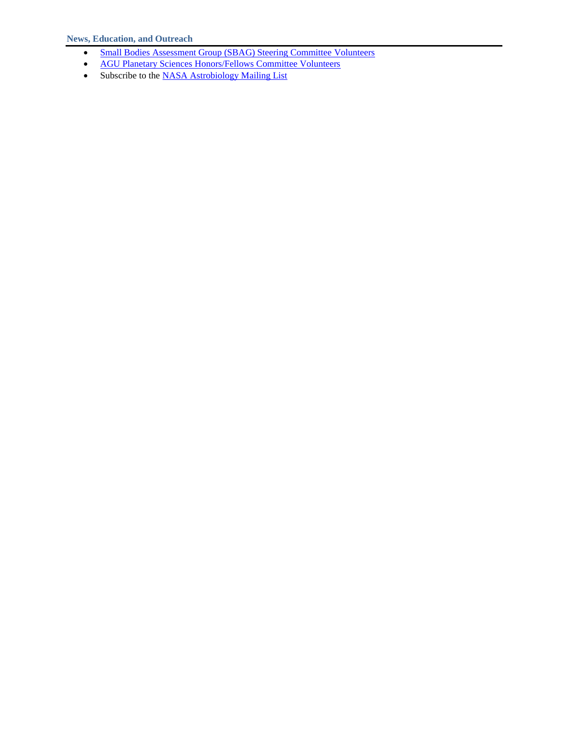### News, Education, and Outreach

- Small Bodies Assessment Group (SBAG) Steering Committee Volunteers
- AGU Planetary Sciences Honors/Fellows Committee Volunteers
- Subscribe to the NASA Astrobiology Mailing List